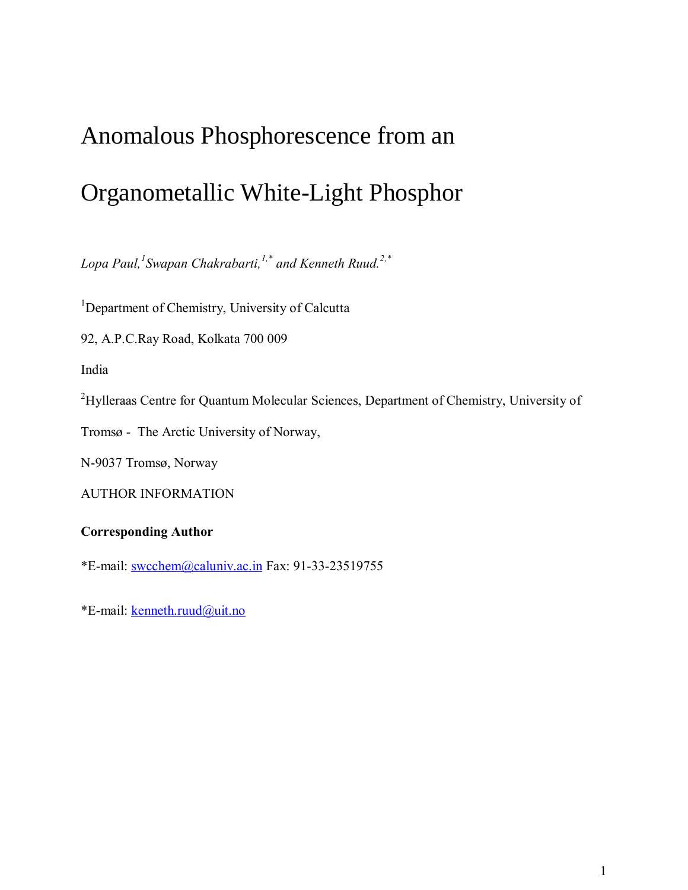# Anomalous Phosphorescence from an Organometallic White-Light Phosphor

*Lopa Paul,[1] Swapan Chakrabarti,[1,*] and Kenneth Ruud.[2,*]*

[1]Department of Chemistry, University of Calcutta

92, A.P.C.Ray Road, Kolkata 700 009

India

[2]Hylleraas Centre for Quantum Molecular Sciences, Department of Chemistry, University of Tromsø - The Arctic University of Norway,

N-9037 Tromsø, Norway

AUTHOR INFORMATION

**Corresponding Author**

*E-mail: swcchem@caluniv.ac.in Fax: 91-33-23519755

*E-mail: kenneth.ruud@uit.no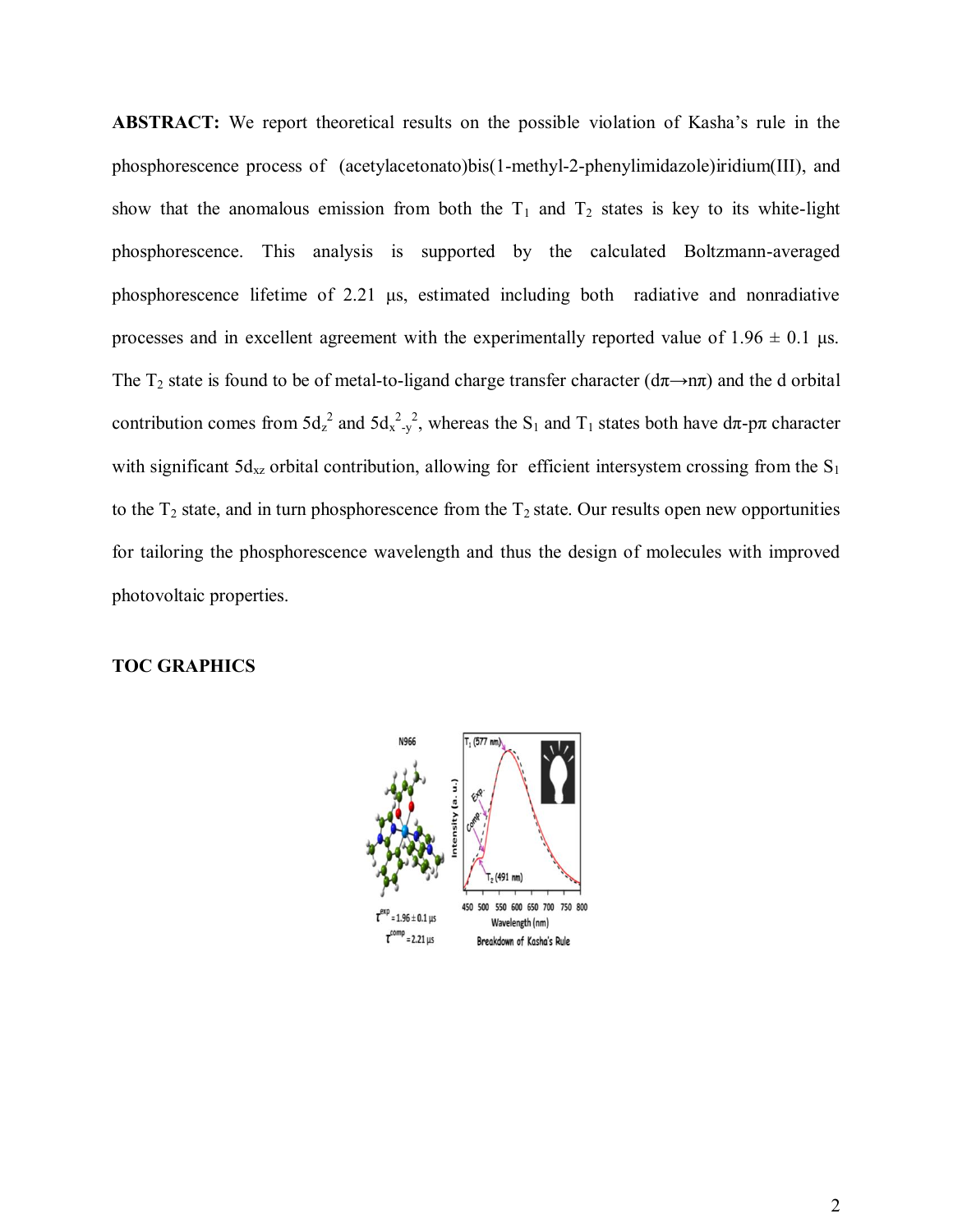**ABSTRACT:** We report theoretical results on the possible violation of Kasha's rule in the phosphorescence process of (acetylacetonato)bis(1-methyl-2-phenylimidazole)iridium(III), and show that the anomalous emission from both the $T_1$ and $T_2$ states is key to its white-light phosphorescence. This analysis is supported by the calculated Boltzmann-averaged phosphorescence lifetime of 2.21 μs, estimated including both radiative and nonradiative processes and in excellent agreement with the experimentally reported value of 1.96 ± 0.1 μs. The $T_2$ state is found to be of metal-to-ligand charge transfer character (dπ→nπ) and the d orbital contribution comes from $5d_{z^2}$ and $5d_{x^2-y^2}$, whereas the $S_1$ and $T_1$ states both have dπ-pπ character with significant $5d_{xz}$ orbital contribution, allowing for efficient intersystem crossing from the $S_1$ to the $T_2$ state, and in turn phosphorescence from the $T_2$ state. Our results open new opportunities for tailoring the phosphorescence wavelength and thus the design of molecules with improved photovoltaic properties.

**TOC GRAPHICS**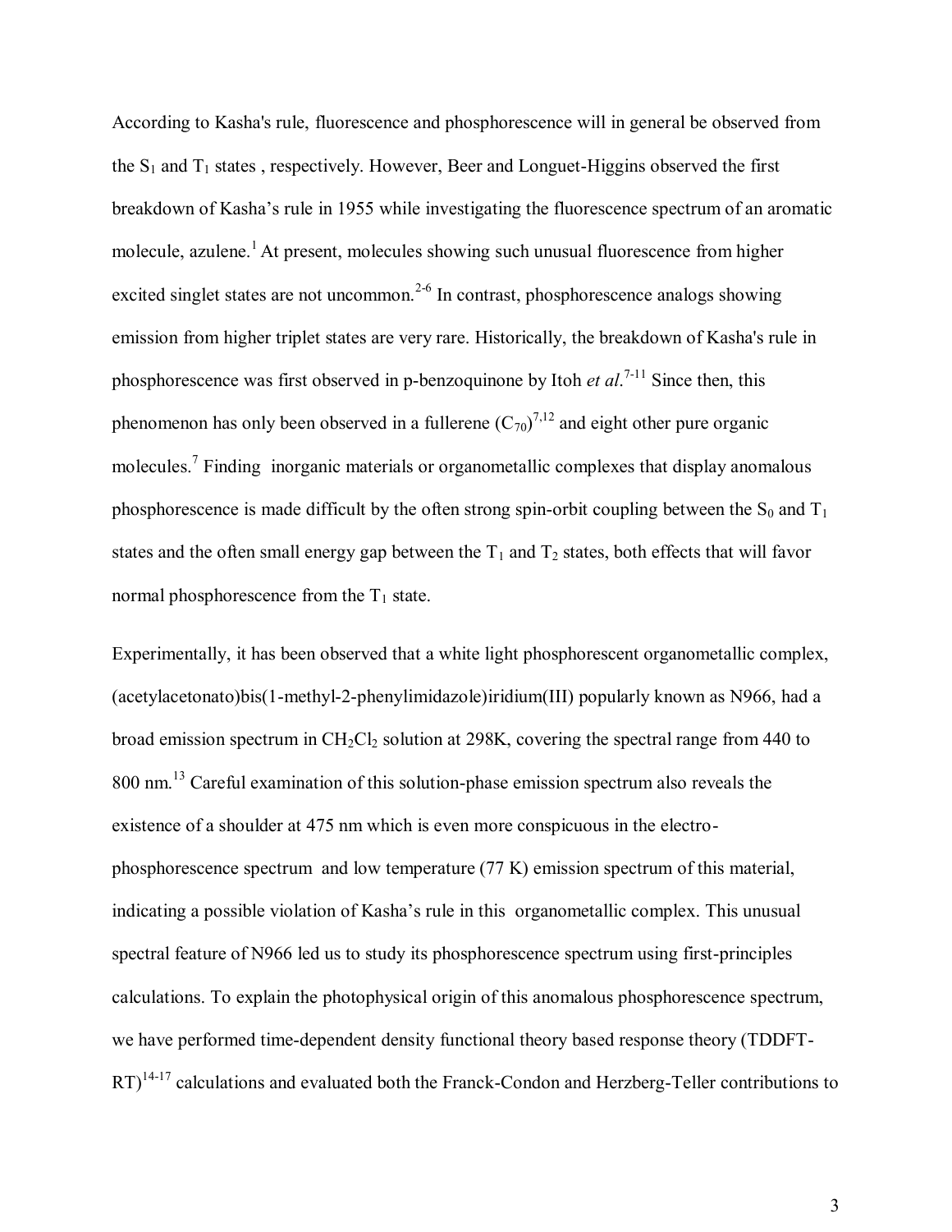According to Kasha's rule, fluorescence and phosphorescence will in general be observed from the $S_1$ and $T_1$ states , respectively. However, Beer and Longuet-Higgins observed the first breakdown of Kasha's rule in 1955 while investigating the fluorescence spectrum of an aromatic molecule, azulene.[1] At present, molecules showing such unusual fluorescence from higher excited singlet states are not uncommon.[2-6] In contrast, phosphorescence analogs showing emission from higher triplet states are very rare. Historically, the breakdown of Kasha's rule in phosphorescence was first observed in p-benzoquinone by Itoh *et al*.[7-11] Since then, this phenomenon has only been observed in a fullerene ($C_{70}$)[7,12] and eight other pure organic molecules.[7] Finding inorganic materials or organometallic complexes that display anomalous phosphorescence is made difficult by the often strong spin-orbit coupling between the $S_0$ and $T_1$ states and the often small energy gap between the $T_1$ and $T_2$ states, both effects that will favor normal phosphorescence from the $T_1$ state.

Experimentally, it has been observed that a white light phosphorescent organometallic complex, (acetylacetonato)bis(1-methyl-2-phenylimidazole)iridium(III) popularly known as N966, had a broad emission spectrum in $CH_2Cl_2$ solution at 298K, covering the spectral range from 440 to 800 nm.[13] Careful examination of this solution-phase emission spectrum also reveals the existence of a shoulder at 475 nm which is even more conspicuous in the electro-phosphorescence spectrum and low temperature (77 K) emission spectrum of this material, indicating a possible violation of Kasha's rule in this organometallic complex. This unusual spectral feature of N966 led us to study its phosphorescence spectrum using first-principles calculations. To explain the photophysical origin of this anomalous phosphorescence spectrum, we have performed time-dependent density functional theory based response theory (TDDFT-RT)[14-17] calculations and evaluated both the Franck-Condon and Herzberg-Teller contributions to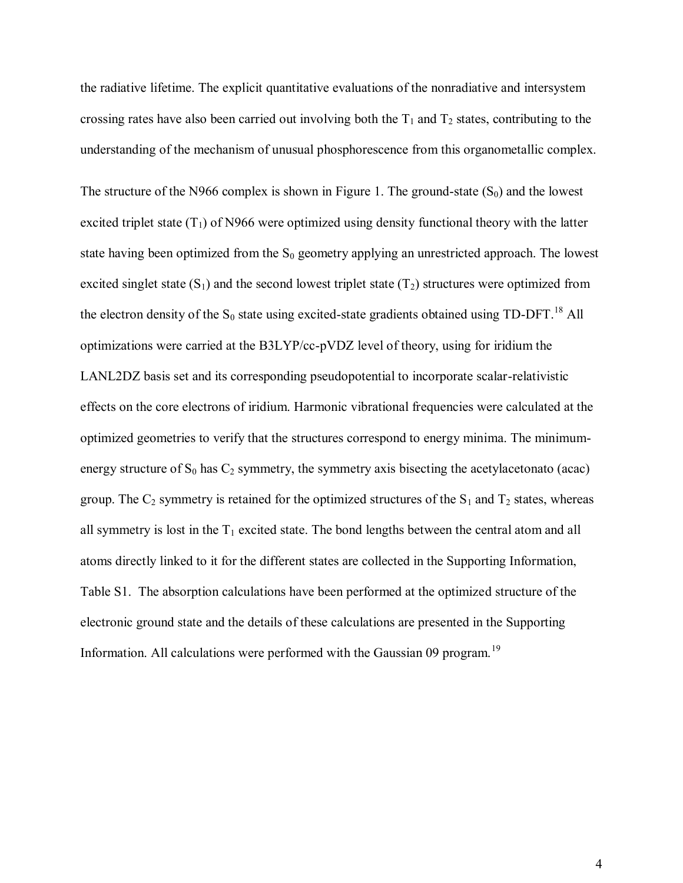the radiative lifetime. The explicit quantitative evaluations of the nonradiative and intersystem crossing rates have also been carried out involving both the $T_1$ and $T_2$ states, contributing to the understanding of the mechanism of unusual phosphorescence from this organometallic complex.

The structure of the N966 complex is shown in Figure 1. The ground-state ($S_0$) and the lowest excited triplet state ($T_1$) of N966 were optimized using density functional theory with the latter state having been optimized from the $S_0$ geometry applying an unrestricted approach. The lowest excited singlet state ($S_1$) and the second lowest triplet state ($T_2$) structures were optimized from the electron density of the $S_0$ state using excited-state gradients obtained using TD-DFT.[18] All optimizations were carried at the B3LYP/cc-pVDZ level of theory, using for iridium the LANL2DZ basis set and its corresponding pseudopotential to incorporate scalar-relativistic effects on the core electrons of iridium. Harmonic vibrational frequencies were calculated at the optimized geometries to verify that the structures correspond to energy minima. The minimum-energy structure of $S_0$ has $C_2$ symmetry, the symmetry axis bisecting the acetylacetonato (acac) group. The $C_2$ symmetry is retained for the optimized structures of the $S_1$ and $T_2$ states, whereas all symmetry is lost in the $T_1$ excited state. The bond lengths between the central atom and all atoms directly linked to it for the different states are collected in the Supporting Information, Table S1. The absorption calculations have been performed at the optimized structure of the electronic ground state and the details of these calculations are presented in the Supporting Information. All calculations were performed with the Gaussian 09 program.[19]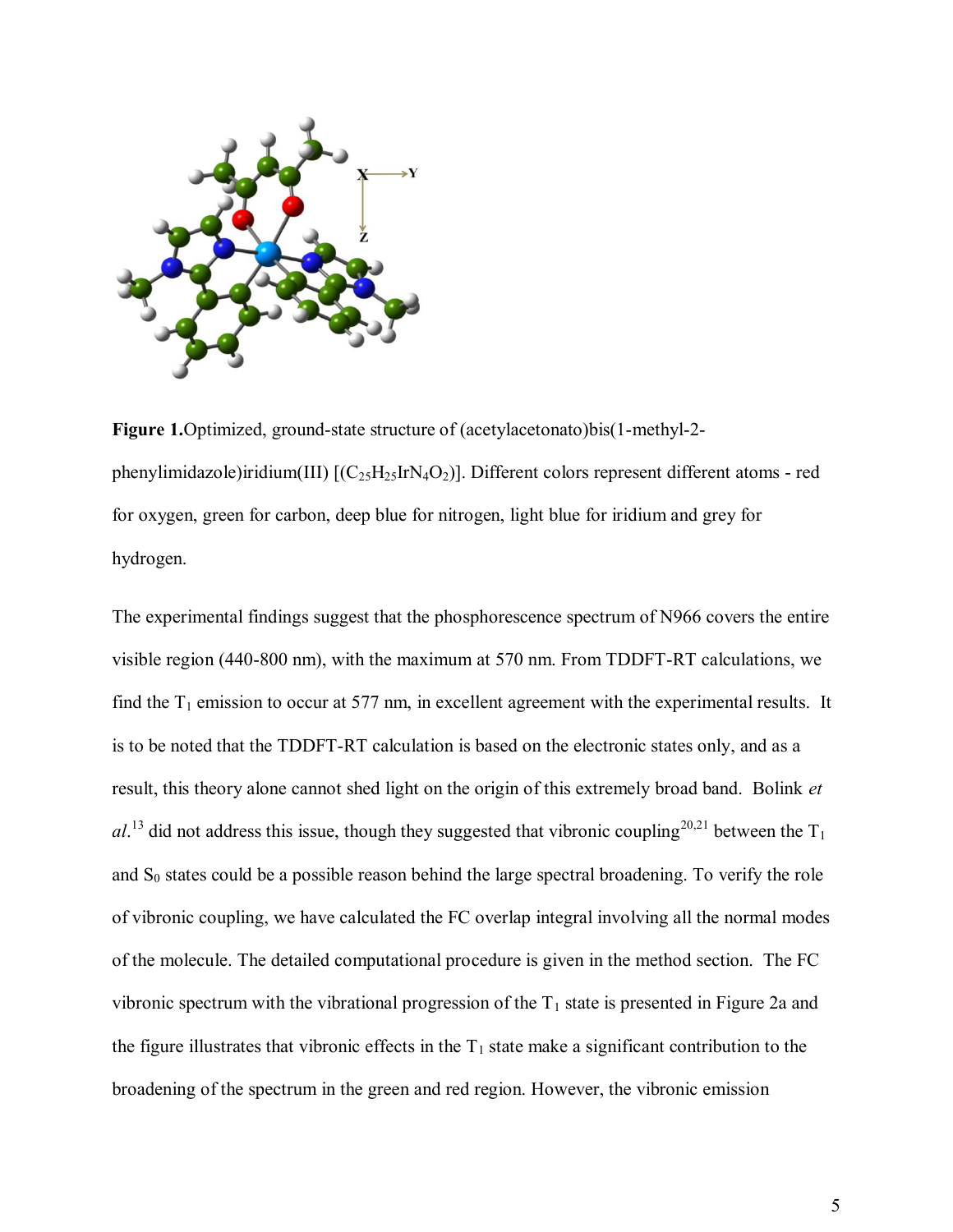**Figure 1.** Optimized, ground-state structure of (acetylacetonato)bis(1-methyl-2-phenylimidazole)iridium(III) [($C_{25}H_{25}IrN_4O_2$)]. Different colors represent different atoms - red for oxygen, green for carbon, deep blue for nitrogen, light blue for iridium and grey for hydrogen.

The experimental findings suggest that the phosphorescence spectrum of N966 covers the entire visible region (440-800 nm), with the maximum at 570 nm. From TDDFT-RT calculations, we find the $T_1$ emission to occur at 577 nm, in excellent agreement with the experimental results. It is to be noted that the TDDFT-RT calculation is based on the electronic states only, and as a result, this theory alone cannot shed light on the origin of this extremely broad band. Bolink *et al.*[13] did not address this issue, though they suggested that vibronic coupling[20,21] between the $T_1$ and $S_0$ states could be a possible reason behind the large spectral broadening. To verify the role of vibronic coupling, we have calculated the FC overlap integral involving all the normal modes of the molecule. The detailed computational procedure is given in the method section. The FC vibronic spectrum with the vibrational progression of the $T_1$ state is presented in Figure 2a and the figure illustrates that vibronic effects in the $T_1$ state make a significant contribution to the broadening of the spectrum in the green and red region. However, the vibronic emission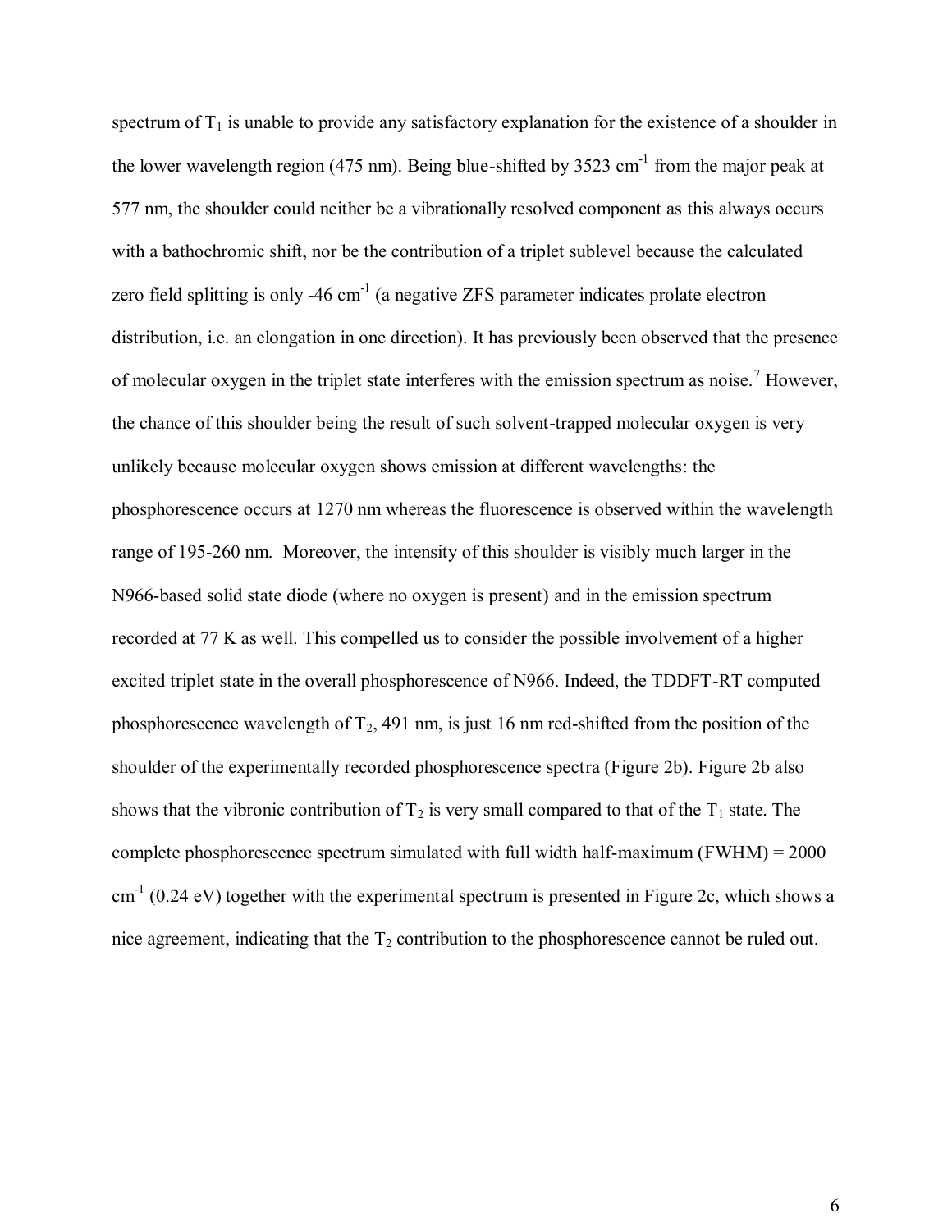spectrum of $T_1$ is unable to provide any satisfactory explanation for the existence of a shoulder in the lower wavelength region (475 nm). Being blue-shifted by 3523 $cm^{-1}$ from the major peak at 577 nm, the shoulder could neither be a vibrationally resolved component as this always occurs with a bathochromic shift, nor be the contribution of a triplet sublevel because the calculated zero field splitting is only -46 $cm^{-1}$ (a negative ZFS parameter indicates prolate electron distribution, i.e. an elongation in one direction). It has previously been observed that the presence of molecular oxygen in the triplet state interferes with the emission spectrum as noise.[7] However, the chance of this shoulder being the result of such solvent-trapped molecular oxygen is very unlikely because molecular oxygen shows emission at different wavelengths: the phosphorescence occurs at 1270 nm whereas the fluorescence is observed within the wavelength range of 195-260 nm. Moreover, the intensity of this shoulder is visibly much larger in the N966-based solid state diode (where no oxygen is present) and in the emission spectrum recorded at 77 K as well. This compelled us to consider the possible involvement of a higher excited triplet state in the overall phosphorescence of N966. Indeed, the TDDFT-RT computed phosphorescence wavelength of $T_2$, 491 nm, is just 16 nm red-shifted from the position of the shoulder of the experimentally recorded phosphorescence spectra (Figure 2b). Figure 2b also shows that the vibronic contribution of $T_2$ is very small compared to that of the $T_1$ state. The complete phosphorescence spectrum simulated with full width half-maximum (FWHM) = 2000 $cm^{-1}$ (0.24 eV) together with the experimental spectrum is presented in Figure 2c, which shows a nice agreement, indicating that the $T_2$ contribution to the phosphorescence cannot be ruled out.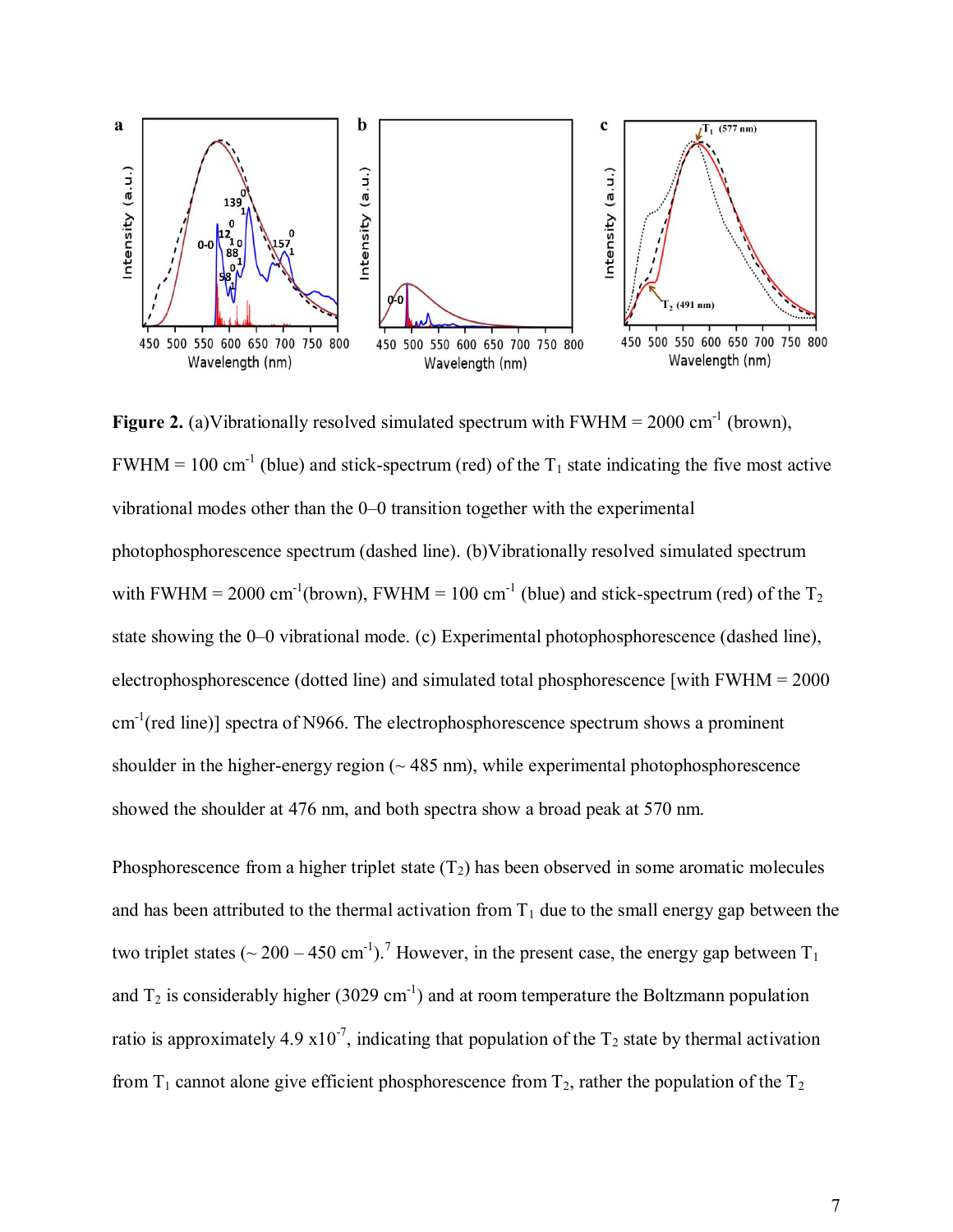**Figure 2.** (a)Vibrationally resolved simulated spectrum with FWHM = 2000 cm$^{-1}$ (brown), FWHM = 100 cm$^{-1}$ (blue) and stick-spectrum (red) of the $T_1$ state indicating the five most active vibrational modes other than the 0–0 transition together with the experimental photophosphorescence spectrum (dashed line). (b)Vibrationally resolved simulated spectrum with FWHM = 2000 cm$^{-1}$(brown), FWHM = 100 cm$^{-1}$ (blue) and stick-spectrum (red) of the $T_2$ state showing the 0–0 vibrational mode. (c) Experimental photophosphorescence (dashed line), electrophosphorescence (dotted line) and simulated total phosphorescence [with FWHM = 2000 cm$^{-1}$(red line)] spectra of N966. The electrophosphorescence spectrum shows a prominent shoulder in the higher-energy region (~ 485 nm), while experimental photophosphorescence showed the shoulder at 476 nm, and both spectra show a broad peak at 570 nm.

Phosphorescence from a higher triplet state ($T_2$) has been observed in some aromatic molecules and has been attributed to the thermal activation from $T_1$ due to the small energy gap between the two triplet states (~ 200 – 450 cm$^{-1}$).[7] However, in the present case, the energy gap between $T_1$ and $T_2$ is considerably higher (3029 cm$^{-1}$) and at room temperature the Boltzmann population ratio is approximately 4.9 x10$^{-7}$, indicating that population of the $T_2$ state by thermal activation from $T_1$ cannot alone give efficient phosphorescence from $T_2$, rather the population of the $T_2$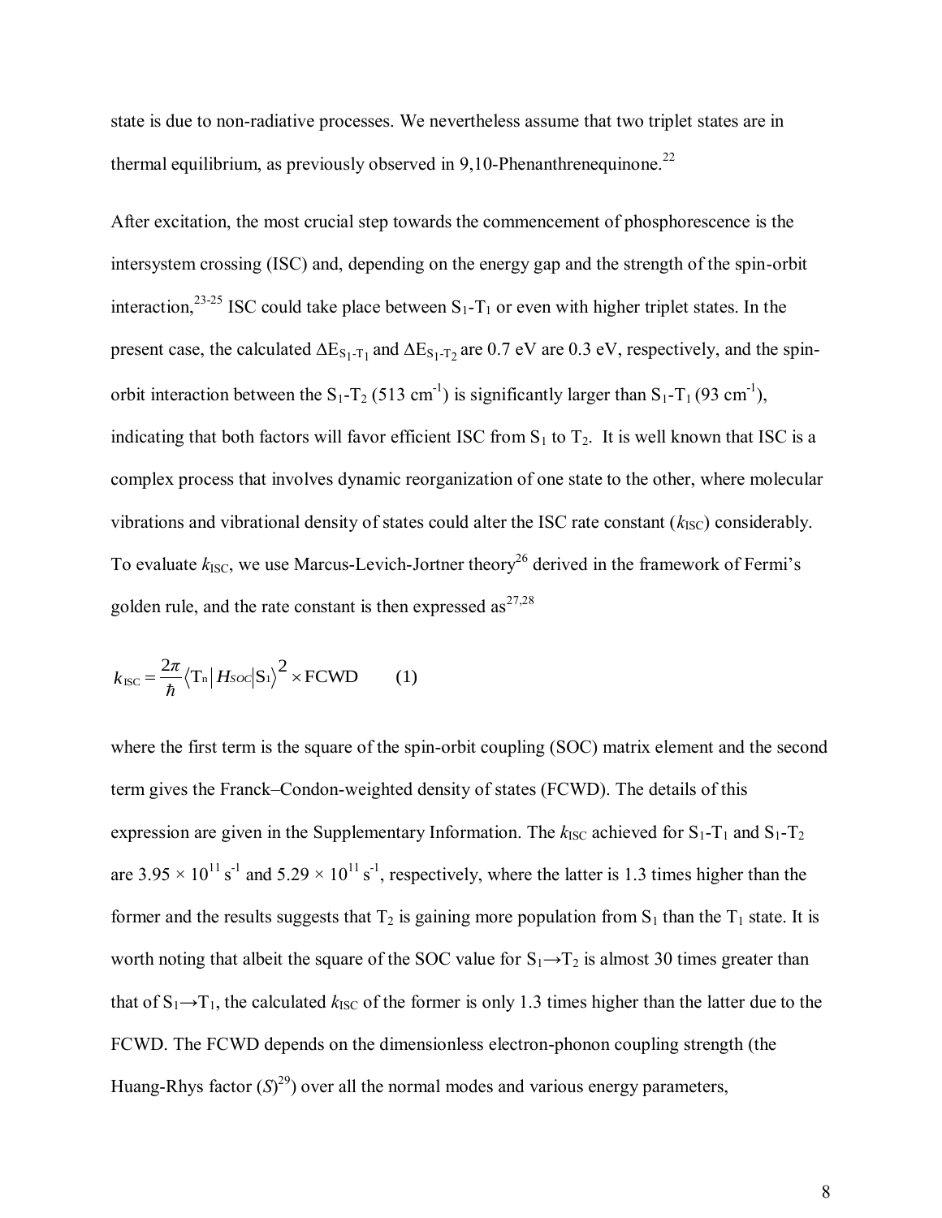state is due to non-radiative processes. We nevertheless assume that two triplet states are in thermal equilibrium, as previously observed in 9,10-Phenanthrenequinone.[22]

After excitation, the most crucial step towards the commencement of phosphorescence is the intersystem crossing (ISC) and, depending on the energy gap and the strength of the spin-orbit interaction,[23-25] ISC could take place between $S_1$-$T_1$ or even with higher triplet states. In the present case, the calculated $\Delta E_{S_1\text{-}T_1}$ and $\Delta E_{S_1\text{-}T_2}$ are 0.7 eV are 0.3 eV, respectively, and the spin-orbit interaction between the $S_1$-$T_2$ (513 $cm^{-1}$) is significantly larger than $S_1$-$T_1$ (93 $cm^{-1}$), indicating that both factors will favor efficient ISC from $S_1$ to $T_2$. It is well known that ISC is a complex process that involves dynamic reorganization of one state to the other, where molecular vibrations and vibrational density of states could alter the ISC rate constant ($k_{\text{ISC}}$) considerably. To evaluate $k_{\text{ISC}}$, we use Marcus-Levich-Jortner theory[26] derived in the framework of Fermi's golden rule, and the rate constant is then expressed as[27,28]

$$k_{\text{ISC}} = \frac{2\pi}{\hbar} \left\langle \mathrm{T_n} \middle| H_{SOC} \middle| \mathrm{S_1} \right\rangle^2 \times \text{FCWD} \qquad (1)$$

where the first term is the square of the spin-orbit coupling (SOC) matrix element and the second term gives the Franck–Condon-weighted density of states (FCWD). The details of this expression are given in the Supplementary Information. The $k_{\text{ISC}}$ achieved for $S_1$-$T_1$ and $S_1$-$T_2$ are $3.95 \times 10^{11}$ $s^{-1}$ and $5.29 \times 10^{11}$ $s^{-1}$, respectively, where the latter is 1.3 times higher than the former and the results suggests that $T_2$ is gaining more population from $S_1$ than the $T_1$ state. It is worth noting that albeit the square of the SOC value for $S_1 \rightarrow T_2$ is almost 30 times greater than that of $S_1 \rightarrow T_1$, the calculated $k_{\text{ISC}}$ of the former is only 1.3 times higher than the latter due to the FCWD. The FCWD depends on the dimensionless electron-phonon coupling strength (the Huang-Rhys factor ($S$)[29]) over all the normal modes and various energy parameters,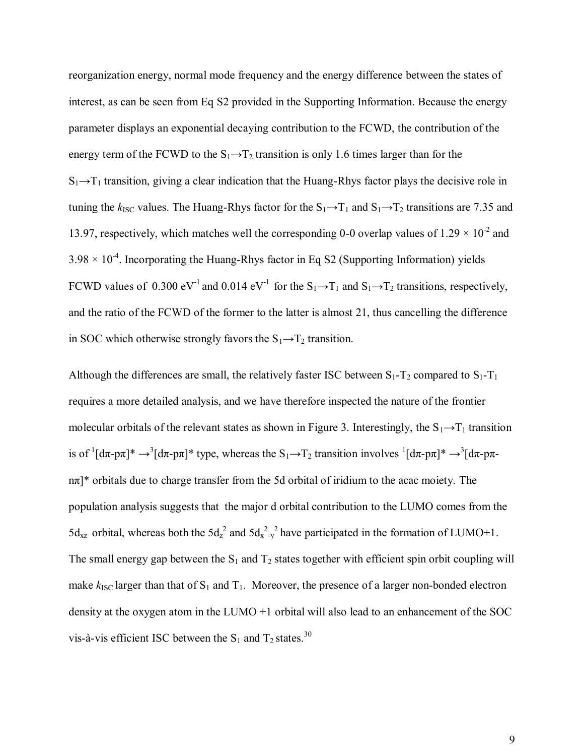reorganization energy, normal mode frequency and the energy difference between the states of interest, as can be seen from Eq S2 provided in the Supporting Information. Because the energy parameter displays an exponential decaying contribution to the FCWD, the contribution of the energy term of the FCWD to the $S_1 \rightarrow T_2$ transition is only 1.6 times larger than for the $S_1 \rightarrow T_1$ transition, giving a clear indication that the Huang-Rhys factor plays the decisive role in tuning the $k_{ISC}$ values. The Huang-Rhys factor for the $S_1 \rightarrow T_1$ and $S_1 \rightarrow T_2$ transitions are 7.35 and 13.97, respectively, which matches well the corresponding 0-0 overlap values of $1.29 \times 10^{-2}$ and $3.98 \times 10^{-4}$. Incorporating the Huang-Rhys factor in Eq S2 (Supporting Information) yields FCWD values of 0.300 $eV^{-1}$ and 0.014 $eV^{-1}$ for the $S_1 \rightarrow T_1$ and $S_1 \rightarrow T_2$ transitions, respectively, and the ratio of the FCWD of the former to the latter is almost 21, thus cancelling the difference in SOC which otherwise strongly favors the $S_1 \rightarrow T_2$ transition.

Although the differences are small, the relatively faster ISC between $S_1$-$T_2$ compared to $S_1$-$T_1$ requires a more detailed analysis, and we have therefore inspected the nature of the frontier molecular orbitals of the relevant states as shown in Figure 3. Interestingly, the $S_1 \rightarrow T_1$ transition is of $^1[d\pi\text{-}p\pi]^* \rightarrow {}^3[d\pi\text{-}p\pi]^*$ type, whereas the $S_1 \rightarrow T_2$ transition involves $^1[d\pi\text{-}p\pi]^* \rightarrow {}^3[d\pi\text{-}p\pi\text{-}n\pi]^*$ orbitals due to charge transfer from the 5d orbital of iridium to the acac moiety. The population analysis suggests that the major d orbital contribution to the LUMO comes from the $5d_{xz}$ orbital, whereas both the $5d_{z^2}$ and $5d_{x^2-y^2}$ have participated in the formation of LUMO+1. The small energy gap between the $S_1$ and $T_2$ states together with efficient spin orbit coupling will make $k_{ISC}$ larger than that of $S_1$ and $T_1$. Moreover, the presence of a larger non-bonded electron density at the oxygen atom in the LUMO +1 orbital will also lead to an enhancement of the SOC vis-à-vis efficient ISC between the $S_1$ and $T_2$ states.[30]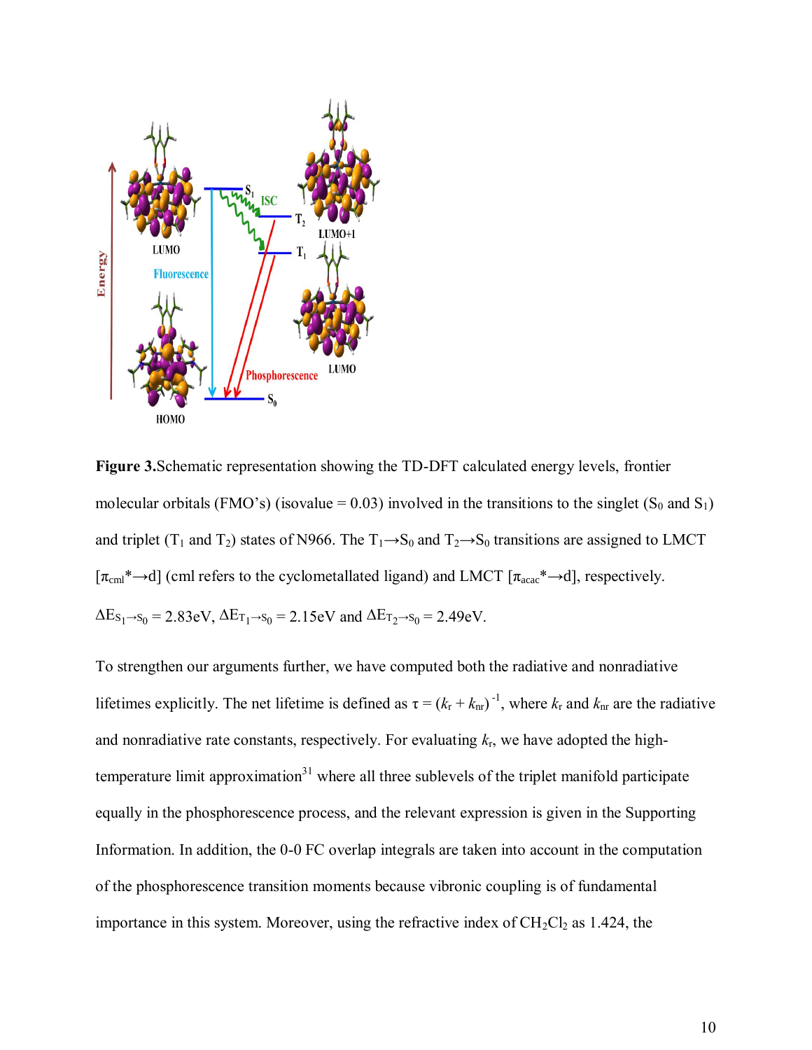**Figure 3.** Schematic representation showing the TD-DFT calculated energy levels, frontier molecular orbitals (FMO's) (isovalue = 0.03) involved in the transitions to the singlet ($S_0$ and $S_1$) and triplet ($T_1$ and $T_2$) states of N966. The $T_1 \rightarrow S_0$ and $T_2 \rightarrow S_0$ transitions are assigned to LMCT [$\pi_{cml}^* \rightarrow d$] (cml refers to the cyclometallated ligand) and LMCT [$\pi_{acac}^* \rightarrow d$], respectively. $\Delta E_{S_1 \rightarrow S_0}$ = 2.83eV, $\Delta E_{T_1 \rightarrow S_0}$ = 2.15eV and $\Delta E_{T_2 \rightarrow S_0}$ = 2.49eV.

To strengthen our arguments further, we have computed both the radiative and nonradiative lifetimes explicitly. The net lifetime is defined as $\tau = (k_r + k_{nr})^{-1}$, where $k_r$ and $k_{nr}$ are the radiative and nonradiative rate constants, respectively. For evaluating $k_r$, we have adopted the high-temperature limit approximation[31] where all three sublevels of the triplet manifold participate equally in the phosphorescence process, and the relevant expression is given in the Supporting Information. In addition, the 0-0 FC overlap integrals are taken into account in the computation of the phosphorescence transition moments because vibronic coupling is of fundamental importance in this system. Moreover, using the refractive index of $CH_2Cl_2$ as 1.424, the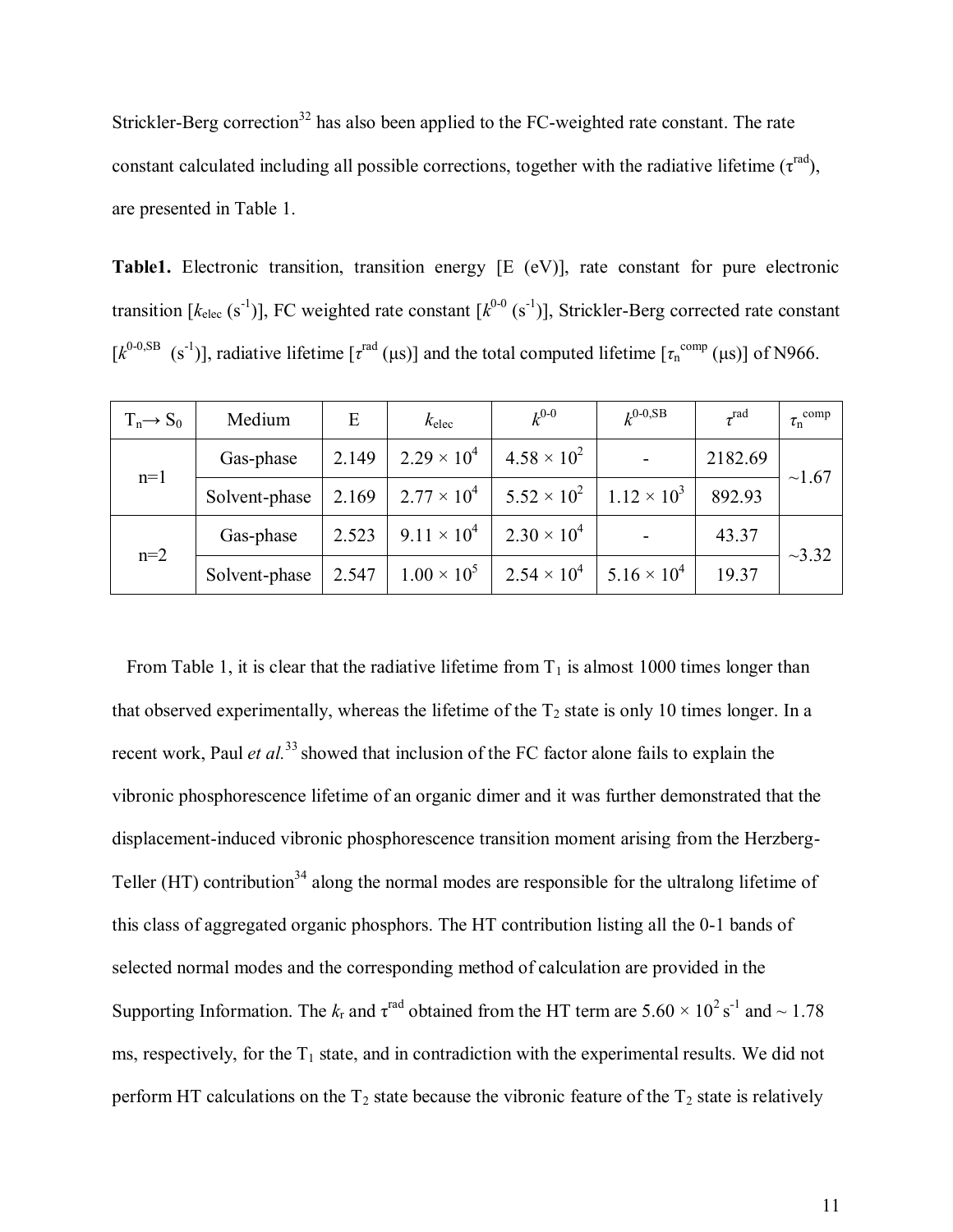Strickler-Berg correction[32] has also been applied to the FC-weighted rate constant. The rate constant calculated including all possible corrections, together with the radiative lifetime ($\tau^{rad}$), are presented in Table 1.

**Table1.** Electronic transition, transition energy [E (eV)], rate constant for pure electronic transition [$k_{elec}$ ($s^{-1}$)], FC weighted rate constant [$k^{0\text{-}0}$ ($s^{-1}$)], Strickler-Berg corrected rate constant [$k^{0\text{-}0,SB}$ ($s^{-1}$)], radiative lifetime [$\tau^{rad}$ (μs)] and the total computed lifetime [$\tau_n^{comp}$ (μs)] of N966.

| $T_n \rightarrow S_0$ | Medium | E | $k_{elec}$ | $k^{0\text{-}0}$ | $k^{0\text{-}0,SB}$ | $\tau^{rad}$ | $\tau_n^{comp}$ |
|---|---|---|---|---|---|---|---|
| n=1 | Gas-phase | 2.149 | $2.29 \times 10^4$ | $4.58 \times 10^2$ | - | 2182.69 | ~1.67 |
| | Solvent-phase | 2.169 | $2.77 \times 10^4$ | $5.52 \times 10^2$ | $1.12 \times 10^3$ | 892.93 | |
| n=2 | Gas-phase | 2.523 | $9.11 \times 10^4$ | $2.30 \times 10^4$ | - | 43.37 | ~3.32 |
| | Solvent-phase | 2.547 | $1.00 \times 10^5$ | $2.54 \times 10^4$ | $5.16 \times 10^4$ | 19.37 | |

From Table 1, it is clear that the radiative lifetime from $T_1$ is almost 1000 times longer than that observed experimentally, whereas the lifetime of the $T_2$ state is only 10 times longer. In a recent work, Paul *et al.*[33] showed that inclusion of the FC factor alone fails to explain the vibronic phosphorescence lifetime of an organic dimer and it was further demonstrated that the displacement-induced vibronic phosphorescence transition moment arising from the Herzberg-Teller (HT) contribution[34] along the normal modes are responsible for the ultralong lifetime of this class of aggregated organic phosphors. The HT contribution listing all the 0-1 bands of selected normal modes and the corresponding method of calculation are provided in the Supporting Information. The $k_r$ and $\tau^{rad}$ obtained from the HT term are $5.60 \times 10^2$ $s^{-1}$ and ~ 1.78 ms, respectively, for the $T_1$ state, and in contradiction with the experimental results. We did not perform HT calculations on the $T_2$ state because the vibronic feature of the $T_2$ state is relatively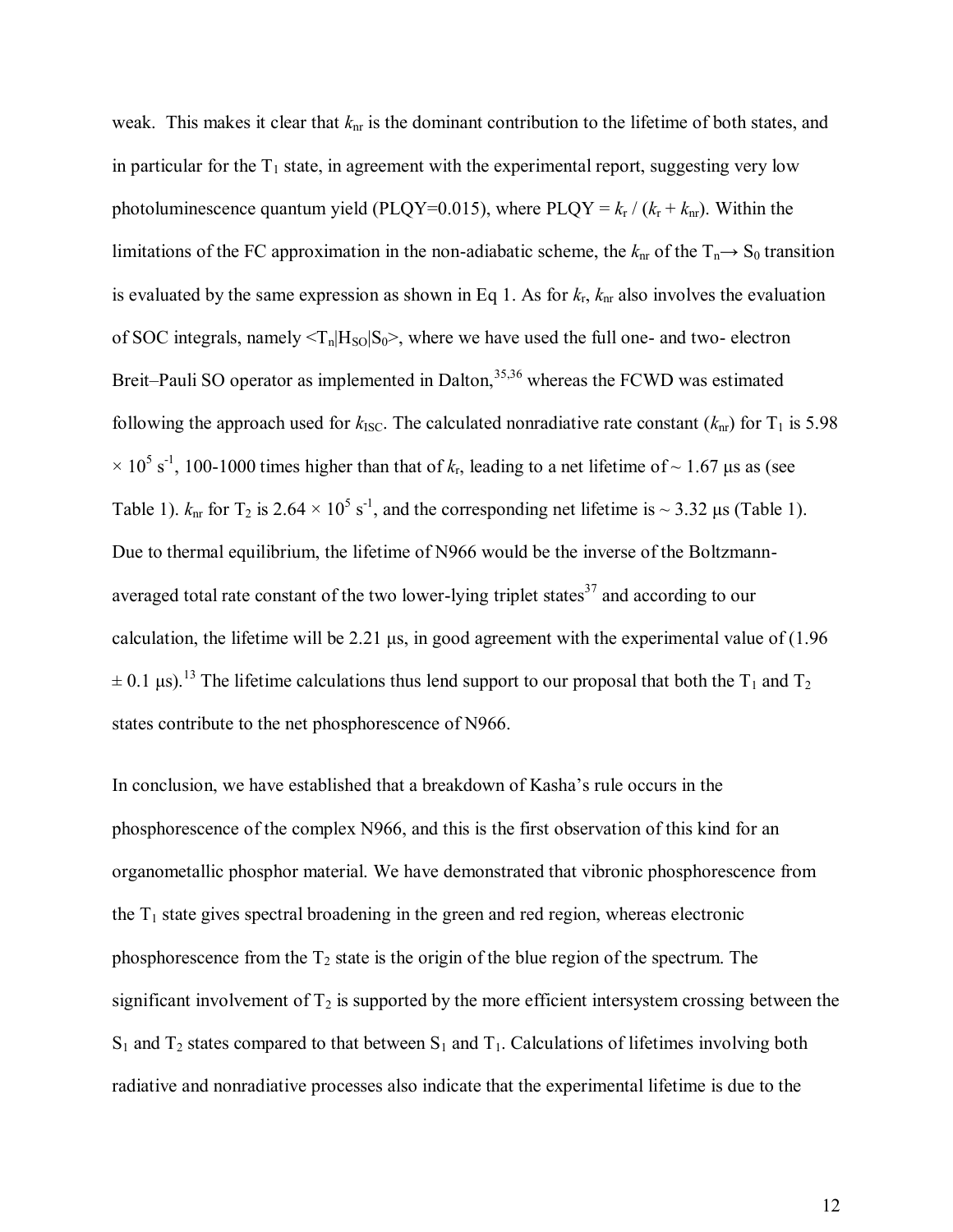weak. This makes it clear that $k_{nr}$ is the dominant contribution to the lifetime of both states, and in particular for the $T_1$ state, in agreement with the experimental report, suggesting very low photoluminescence quantum yield (PLQY=0.015), where PLQY = $k_r$ / ($k_r$ + $k_{nr}$). Within the limitations of the FC approximation in the non-adiabatic scheme, the $k_{nr}$ of the $T_n \rightarrow S_0$ transition is evaluated by the same expression as shown in Eq 1. As for $k_r$, $k_{nr}$ also involves the evaluation of SOC integrals, namely $\langle T_n|H_{SO}|S_0\rangle$, where we have used the full one- and two- electron Breit–Pauli SO operator as implemented in Dalton,[35,36] whereas the FCWD was estimated following the approach used for $k_{ISC}$. The calculated nonradiative rate constant ($k_{nr}$) for $T_1$ is 5.98 $\times$ $10^5$ $s^{-1}$, 100-1000 times higher than that of $k_r$, leading to a net lifetime of ~ 1.67 μs as (see Table 1). $k_{nr}$ for $T_2$ is 2.64 $\times$ $10^5$ $s^{-1}$, and the corresponding net lifetime is ~ 3.32 μs (Table 1). Due to thermal equilibrium, the lifetime of N966 would be the inverse of the Boltzmann-averaged total rate constant of the two lower-lying triplet states[37] and according to our calculation, the lifetime will be 2.21 μs, in good agreement with the experimental value of (1.96 ± 0.1 μs).[13] The lifetime calculations thus lend support to our proposal that both the $T_1$ and $T_2$ states contribute to the net phosphorescence of N966.

In conclusion, we have established that a breakdown of Kasha's rule occurs in the phosphorescence of the complex N966, and this is the first observation of this kind for an organometallic phosphor material. We have demonstrated that vibronic phosphorescence from the $T_1$ state gives spectral broadening in the green and red region, whereas electronic phosphorescence from the $T_2$ state is the origin of the blue region of the spectrum. The significant involvement of $T_2$ is supported by the more efficient intersystem crossing between the $S_1$ and $T_2$ states compared to that between $S_1$ and $T_1$. Calculations of lifetimes involving both radiative and nonradiative processes also indicate that the experimental lifetime is due to the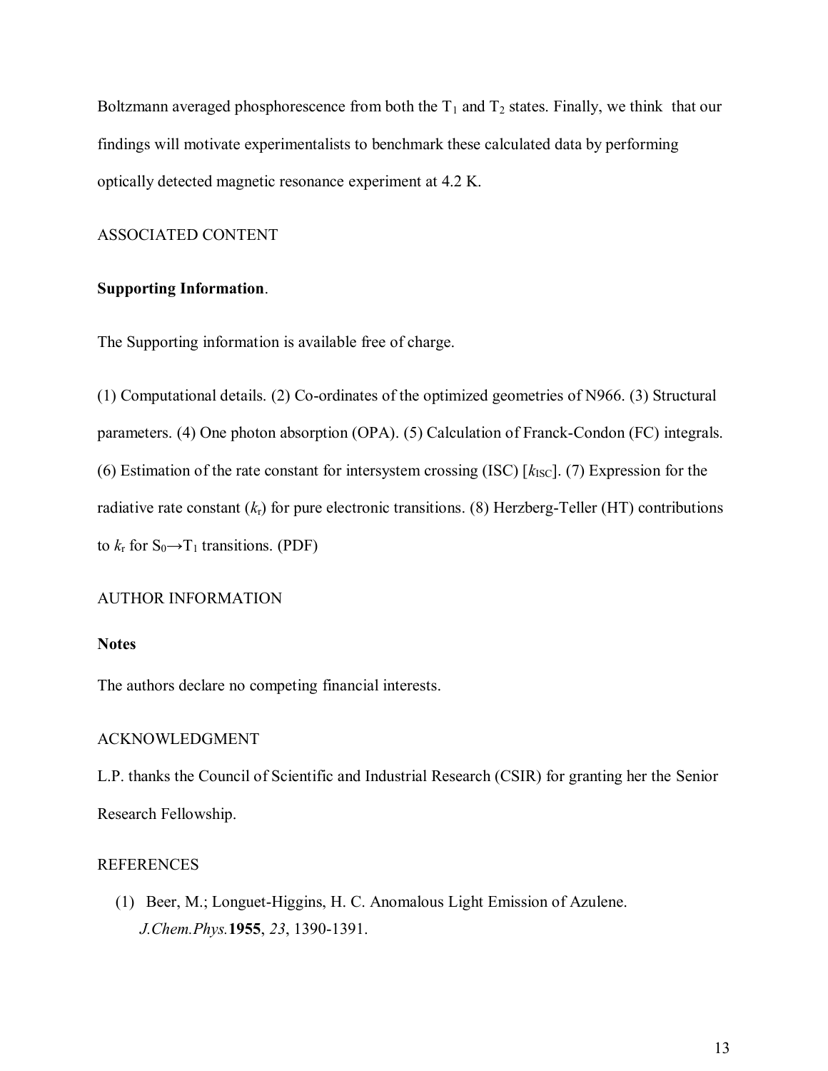Boltzmann averaged phosphorescence from both the $T_1$ and $T_2$ states. Finally, we think that our findings will motivate experimentalists to benchmark these calculated data by performing optically detected magnetic resonance experiment at 4.2 K.

## ASSOCIATED CONTENT

**Supporting Information**.

The Supporting information is available free of charge.

(1) Computational details. (2) Co-ordinates of the optimized geometries of N966. (3) Structural parameters. (4) One photon absorption (OPA). (5) Calculation of Franck-Condon (FC) integrals. (6) Estimation of the rate constant for intersystem crossing (ISC) [$k_{ISC}$]. (7) Expression for the radiative rate constant ($k_r$) for pure electronic transitions. (8) Herzberg-Teller (HT) contributions to $k_r$ for $S_0 \rightarrow T_1$ transitions. (PDF)

## AUTHOR INFORMATION

**Notes**

The authors declare no competing financial interests.

## ACKNOWLEDGMENT

L.P. thanks the Council of Scientific and Industrial Research (CSIR) for granting her the Senior Research Fellowship.

## REFERENCES

(1) Beer, M.; Longuet-Higgins, H. C. Anomalous Light Emission of Azulene. *J.Chem.Phys.* **1955**, *23*, 1390-1391.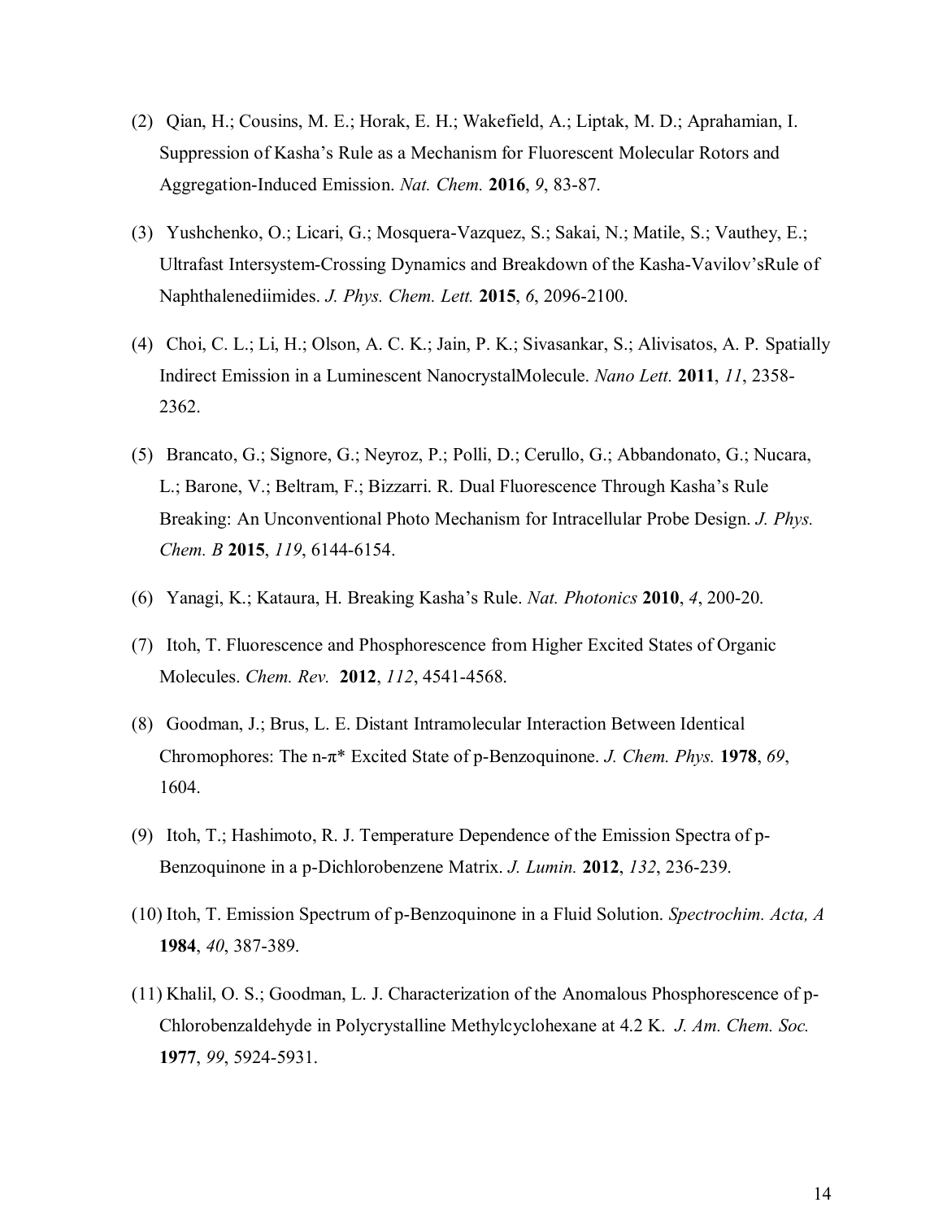(2) Qian, H.; Cousins, M. E.; Horak, E. H.; Wakefield, A.; Liptak, M. D.; Aprahamian, I. Suppression of Kasha's Rule as a Mechanism for Fluorescent Molecular Rotors and Aggregation-Induced Emission. *Nat. Chem.* **2016**, *9*, 83-87.

(3) Yushchenko, O.; Licari, G.; Mosquera-Vazquez, S.; Sakai, N.; Matile, S.; Vauthey, E.; Ultrafast Intersystem-Crossing Dynamics and Breakdown of the Kasha-Vavilov'sRule of Naphthalenediimides. *J. Phys. Chem. Lett.* **2015**, *6*, 2096-2100.

(4) Choi, C. L.; Li, H.; Olson, A. C. K.; Jain, P. K.; Sivasankar, S.; Alivisatos, A. P. Spatially Indirect Emission in a Luminescent NanocrystalMolecule. *Nano Lett.* **2011**, *11*, 2358-2362.

(5) Brancato, G.; Signore, G.; Neyroz, P.; Polli, D.; Cerullo, G.; Abbandonato, G.; Nucara, L.; Barone, V.; Beltram, F.; Bizzarri. R. Dual Fluorescence Through Kasha's Rule Breaking: An Unconventional Photo Mechanism for Intracellular Probe Design. *J. Phys. Chem. B* **2015**, *119*, 6144-6154.

(6) Yanagi, K.; Kataura, H. Breaking Kasha's Rule. *Nat. Photonics* **2010**, *4*, 200-20.

(7) Itoh, T. Fluorescence and Phosphorescence from Higher Excited States of Organic Molecules. *Chem. Rev.* **2012**, *112*, 4541-4568.

(8) Goodman, J.; Brus, L. E. Distant Intramolecular Interaction Between Identical Chromophores: The n-π* Excited State of p-Benzoquinone. *J. Chem. Phys.* **1978**, *69*, 1604.

(9) Itoh, T.; Hashimoto, R. J. Temperature Dependence of the Emission Spectra of p-Benzoquinone in a p-Dichlorobenzene Matrix. *J. Lumin.* **2012**, *132*, 236-239.

(10) Itoh, T. Emission Spectrum of p-Benzoquinone in a Fluid Solution. *Spectrochim. Acta, A* **1984**, *40*, 387-389.

(11) Khalil, O. S.; Goodman, L. J. Characterization of the Anomalous Phosphorescence of p-Chlorobenzaldehyde in Polycrystalline Methylcyclohexane at 4.2 K. *J. Am. Chem. Soc.* **1977**, *99*, 5924-5931.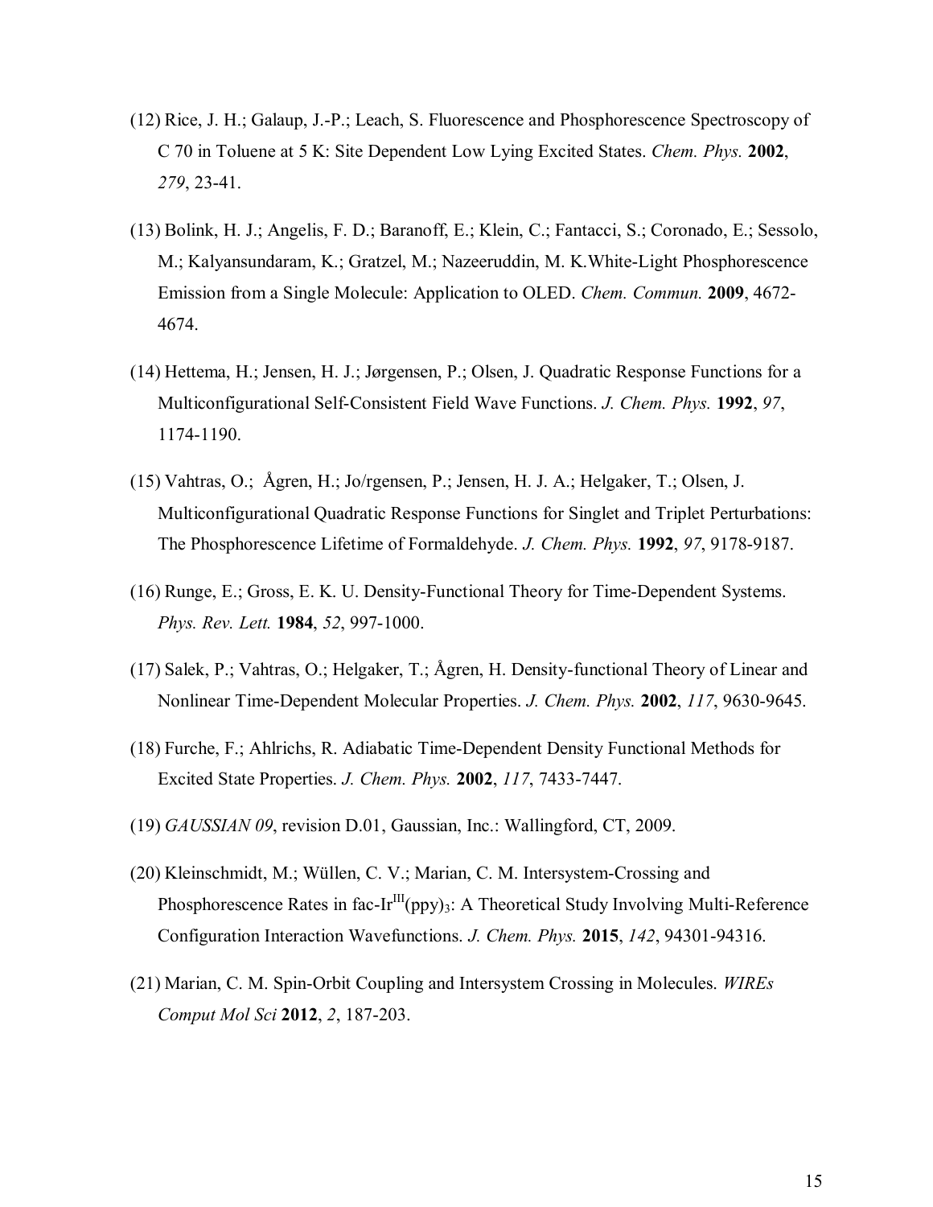(12) Rice, J. H.; Galaup, J.-P.; Leach, S. Fluorescence and Phosphorescence Spectroscopy of C 70 in Toluene at 5 K: Site Dependent Low Lying Excited States. *Chem. Phys.* **2002**, *279*, 23-41.

(13) Bolink, H. J.; Angelis, F. D.; Baranoff, E.; Klein, C.; Fantacci, S.; Coronado, E.; Sessolo, M.; Kalyansundaram, K.; Gratzel, M.; Nazeeruddin, M. K.White-Light Phosphorescence Emission from a Single Molecule: Application to OLED. *Chem. Commun.* **2009**, 4672-4674.

(14) Hettema, H.; Jensen, H. J.; Jørgensen, P.; Olsen, J. Quadratic Response Functions for a Multiconfigurational Self-Consistent Field Wave Functions. *J. Chem. Phys.* **1992**, *97*, 1174-1190.

(15) Vahtras, O.; Ågren, H.; Jo/rgensen, P.; Jensen, H. J. A.; Helgaker, T.; Olsen, J. Multiconfigurational Quadratic Response Functions for Singlet and Triplet Perturbations: The Phosphorescence Lifetime of Formaldehyde. *J. Chem. Phys.* **1992**, *97*, 9178-9187.

(16) Runge, E.; Gross, E. K. U. Density-Functional Theory for Time-Dependent Systems. *Phys. Rev. Lett.* **1984**, *52*, 997-1000.

(17) Salek, P.; Vahtras, O.; Helgaker, T.; Ågren, H. Density-functional Theory of Linear and Nonlinear Time-Dependent Molecular Properties. *J. Chem. Phys.* **2002**, *117*, 9630-9645.

(18) Furche, F.; Ahlrichs, R. Adiabatic Time-Dependent Density Functional Methods for Excited State Properties. *J. Chem. Phys.* **2002**, *117*, 7433-7447.

(19) *GAUSSIAN 09*, revision D.01, Gaussian, Inc.: Wallingford, CT, 2009.

(20) Kleinschmidt, M.; Wüllen, C. V.; Marian, C. M. Intersystem-Crossing and Phosphorescence Rates in fac-$Ir^{III}(ppy)_3$: A Theoretical Study Involving Multi-Reference Configuration Interaction Wavefunctions. *J. Chem. Phys.* **2015**, *142*, 94301-94316.

(21) Marian, C. M. Spin-Orbit Coupling and Intersystem Crossing in Molecules. *WIREs Comput Mol Sci* **2012**, *2*, 187-203.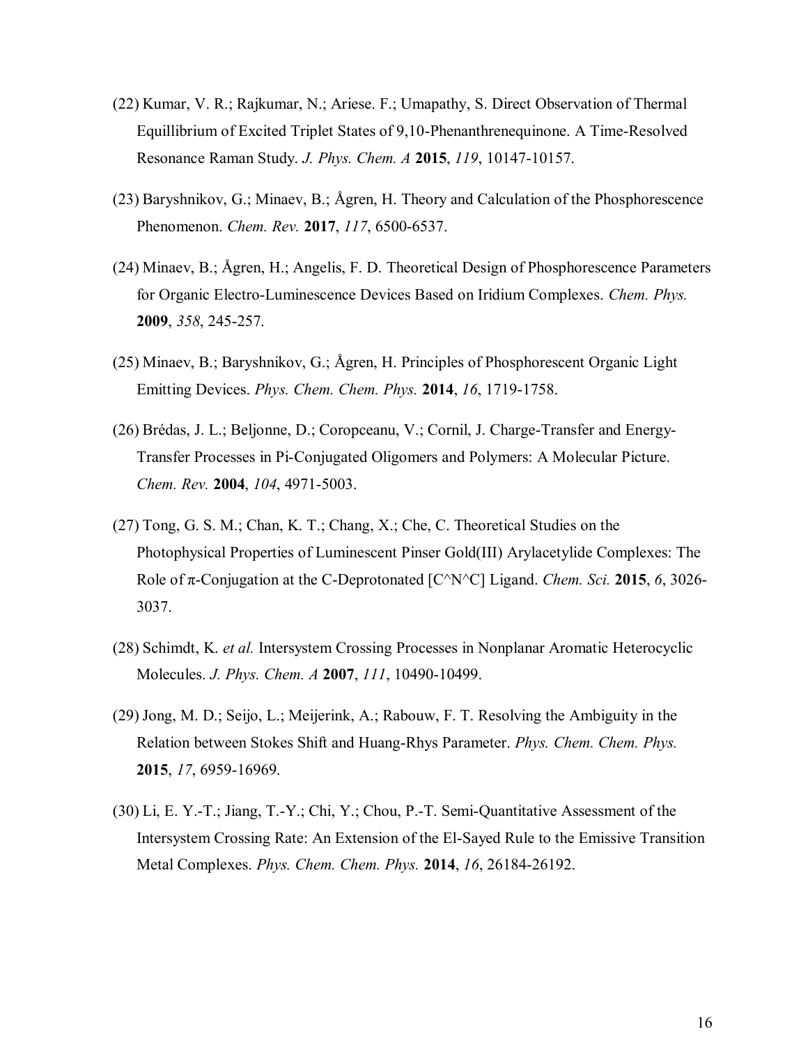(22) Kumar, V. R.; Rajkumar, N.; Ariese. F.; Umapathy, S. Direct Observation of Thermal Equillibrium of Excited Triplet States of 9,10-Phenanthrenequinone. A Time-Resolved Resonance Raman Study. *J. Phys. Chem. A* **2015**, *119*, 10147-10157.

(23) Baryshnikov, G.; Minaev, B.; Ågren, H. Theory and Calculation of the Phosphorescence Phenomenon. *Chem. Rev.* **2017**, *117*, 6500-6537.

(24) Minaev, B.; Ågren, H.; Angelis, F. D. Theoretical Design of Phosphorescence Parameters for Organic Electro-Luminescence Devices Based on Iridium Complexes. *Chem. Phys.* **2009**, *358*, 245-257.

(25) Minaev, B.; Baryshnikov, G.; Ågren, H. Principles of Phosphorescent Organic Light Emitting Devices. *Phys. Chem. Chem. Phys.* **2014**, *16*, 1719-1758.

(26) Brédas, J. L.; Beljonne, D.; Coropceanu, V.; Cornil, J. Charge-Transfer and Energy-Transfer Processes in Pi-Conjugated Oligomers and Polymers: A Molecular Picture. *Chem. Rev.* **2004**, *104*, 4971-5003.

(27) Tong, G. S. M.; Chan, K. T.; Chang, X.; Che, C. Theoretical Studies on the Photophysical Properties of Luminescent Pinser Gold(III) Arylacetylide Complexes: The Role of π-Conjugation at the C-Deprotonated [C^N^C] Ligand. *Chem. Sci.* **2015**, *6*, 3026-3037.

(28) Schimdt, K. *et al.* Intersystem Crossing Processes in Nonplanar Aromatic Heterocyclic Molecules. *J. Phys. Chem. A* **2007**, *111*, 10490-10499.

(29) Jong, M. D.; Seijo, L.; Meijerink, A.; Rabouw, F. T. Resolving the Ambiguity in the Relation between Stokes Shift and Huang-Rhys Parameter. *Phys. Chem. Chem. Phys.* **2015**, *17*, 6959-16969.

(30) Li, E. Y.-T.; Jiang, T.-Y.; Chi, Y.; Chou, P.-T. Semi-Quantitative Assessment of the Intersystem Crossing Rate: An Extension of the El-Sayed Rule to the Emissive Transition Metal Complexes. *Phys. Chem. Chem. Phys.* **2014**, *16*, 26184-26192.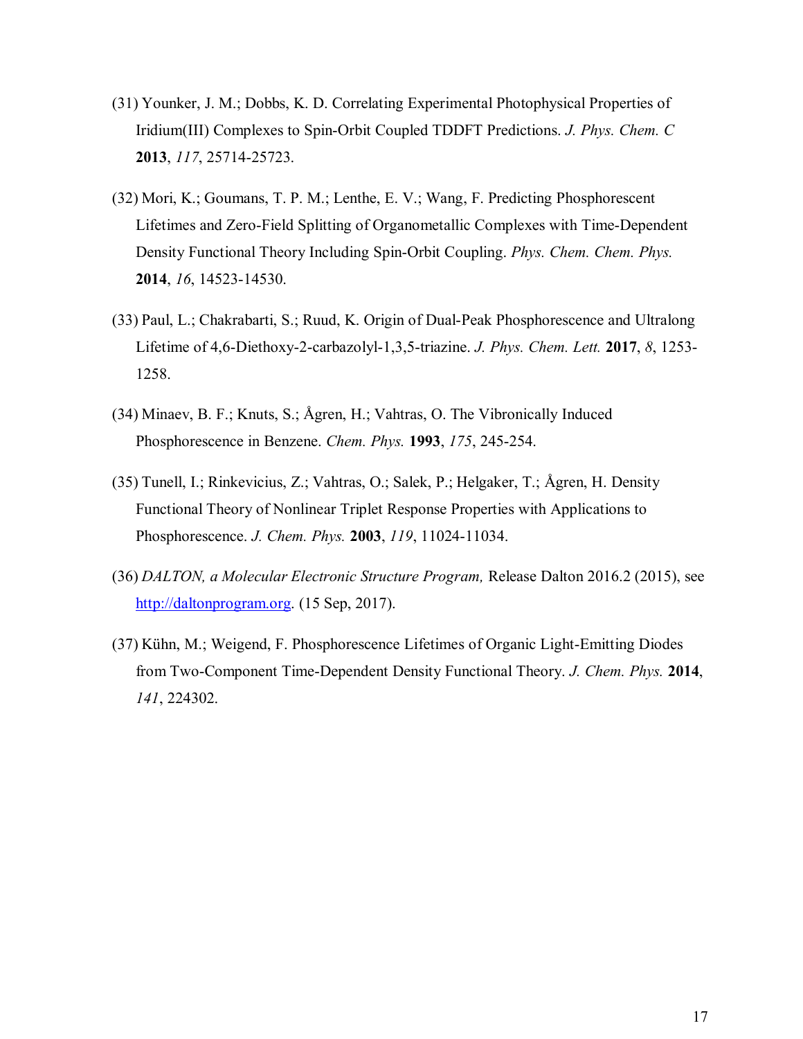(31) Younker, J. M.; Dobbs, K. D. Correlating Experimental Photophysical Properties of Iridium(III) Complexes to Spin-Orbit Coupled TDDFT Predictions. *J. Phys. Chem. C* **2013**, *117*, 25714-25723.

(32) Mori, K.; Goumans, T. P. M.; Lenthe, E. V.; Wang, F. Predicting Phosphorescent Lifetimes and Zero-Field Splitting of Organometallic Complexes with Time-Dependent Density Functional Theory Including Spin-Orbit Coupling. *Phys. Chem. Chem. Phys.* **2014**, *16*, 14523-14530.

(33) Paul, L.; Chakrabarti, S.; Ruud, K. Origin of Dual-Peak Phosphorescence and Ultralong Lifetime of 4,6-Diethoxy-2-carbazolyl-1,3,5-triazine. *J. Phys. Chem. Lett.* **2017**, *8*, 1253-1258.

(34) Minaev, B. F.; Knuts, S.; Ågren, H.; Vahtras, O. The Vibronically Induced Phosphorescence in Benzene. *Chem. Phys.* **1993**, *175*, 245-254.

(35) Tunell, I.; Rinkevicius, Z.; Vahtras, O.; Salek, P.; Helgaker, T.; Ågren, H. Density Functional Theory of Nonlinear Triplet Response Properties with Applications to Phosphorescence. *J. Chem. Phys.* **2003**, *119*, 11024-11034.

(36) *DALTON, a Molecular Electronic Structure Program,* Release Dalton 2016.2 (2015), see http://daltonprogram.org. (15 Sep, 2017).

(37) Kühn, M.; Weigend, F. Phosphorescence Lifetimes of Organic Light-Emitting Diodes from Two-Component Time-Dependent Density Functional Theory. *J. Chem. Phys.* **2014**, *141*, 224302.